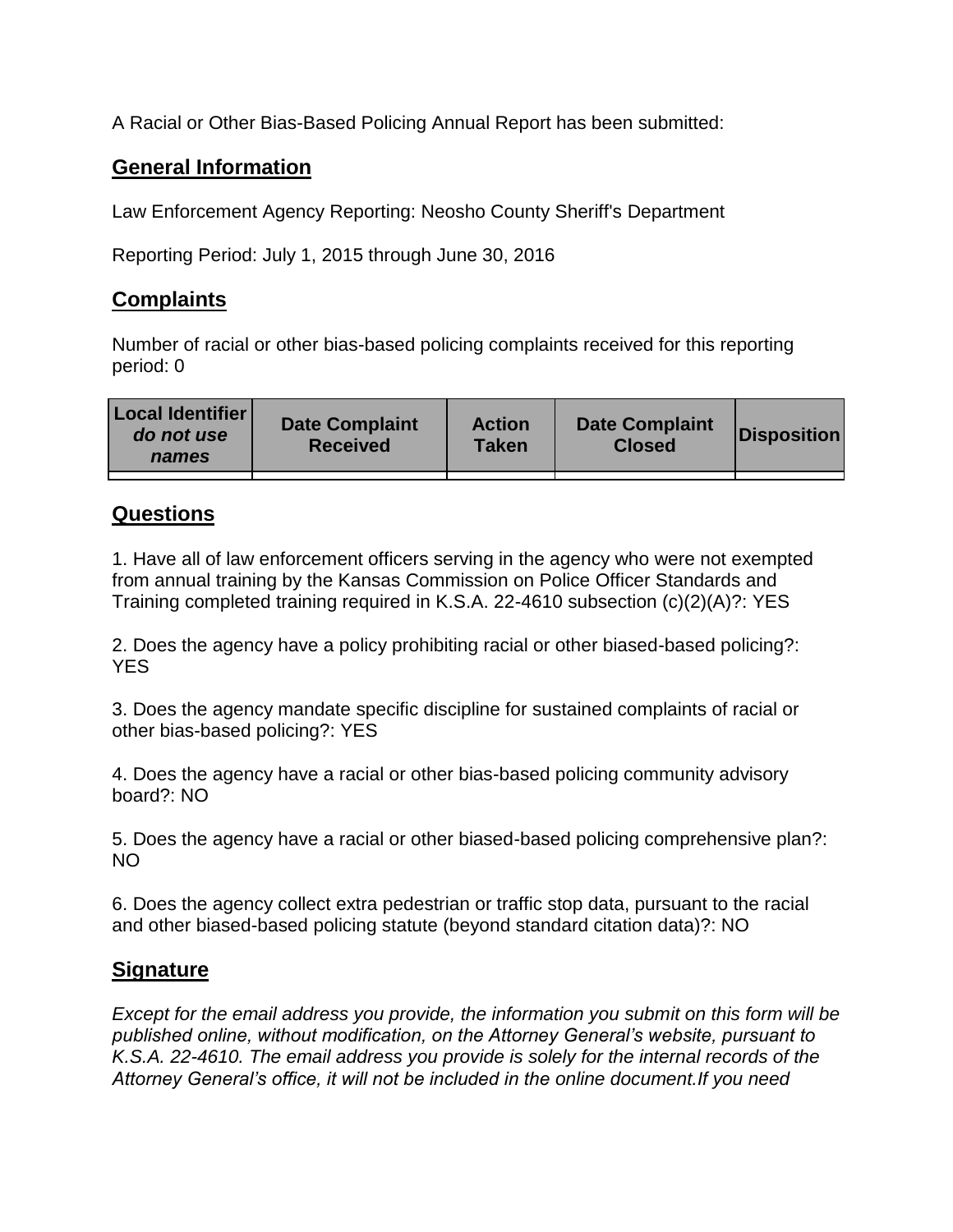A Racial or Other Bias-Based Policing Annual Report has been submitted:

## General Information

Law Enforcement Agency Reporting: Neosho County Sheriff's Department

Reporting Period: July 1, 2015 through June 30, 2016

## Complaints

Number of racial or other bias-based policing complaints received for this reporting period: 0

| Local Identifier *do not use names* | Date Complaint Received | Action Taken | Date Complaint Closed | Disposition |
|---|---|---|---|---|
| | | | | |

## Questions

1. Have all of law enforcement officers serving in the agency who were not exempted from annual training by the Kansas Commission on Police Officer Standards and Training completed training required in K.S.A. 22-4610 subsection (c)(2)(A)?: YES

2. Does the agency have a policy prohibiting racial or other biased-based policing?: YES

3. Does the agency mandate specific discipline for sustained complaints of racial or other bias-based policing?: YES

4. Does the agency have a racial or other bias-based policing community advisory board?: NO

5. Does the agency have a racial or other biased-based policing comprehensive plan?: NO

6. Does the agency collect extra pedestrian or traffic stop data, pursuant to the racial and other biased-based policing statute (beyond standard citation data)?: NO

## Signature

*Except for the email address you provide, the information you submit on this form will be published online, without modification, on the Attorney General's website, pursuant to K.S.A. 22-4610. The email address you provide is solely for the internal records of the Attorney General's office, it will not be included in the online document.If you need*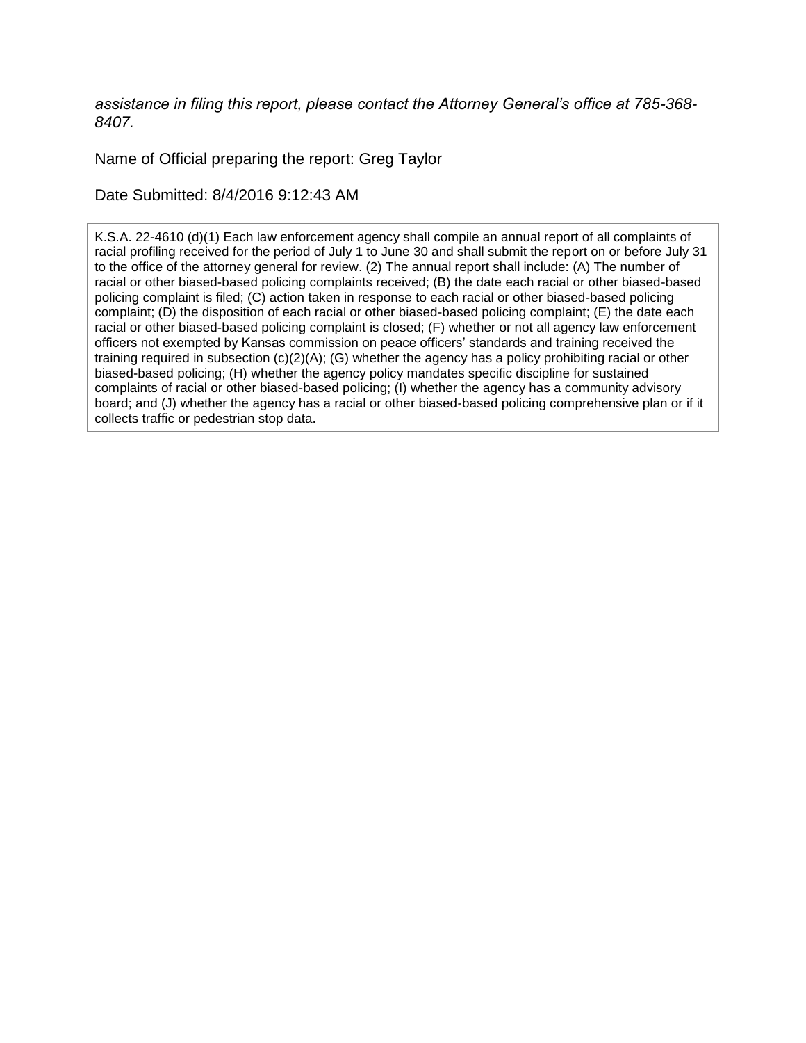*assistance in filing this report, please contact the Attorney General's office at 785-368-8407.*

Name of Official preparing the report: Greg Taylor

Date Submitted: 8/4/2016 9:12:43 AM

K.S.A. 22-4610 (d)(1) Each law enforcement agency shall compile an annual report of all complaints of racial profiling received for the period of July 1 to June 30 and shall submit the report on or before July 31 to the office of the attorney general for review. (2) The annual report shall include: (A) The number of racial or other biased-based policing complaints received; (B) the date each racial or other biased-based policing complaint is filed; (C) action taken in response to each racial or other biased-based policing complaint; (D) the disposition of each racial or other biased-based policing complaint; (E) the date each racial or other biased-based policing complaint is closed; (F) whether or not all agency law enforcement officers not exempted by Kansas commission on peace officers' standards and training received the training required in subsection (c)(2)(A); (G) whether the agency has a policy prohibiting racial or other biased-based policing; (H) whether the agency policy mandates specific discipline for sustained complaints of racial or other biased-based policing; (I) whether the agency has a community advisory board; and (J) whether the agency has a racial or other biased-based policing comprehensive plan or if it collects traffic or pedestrian stop data.